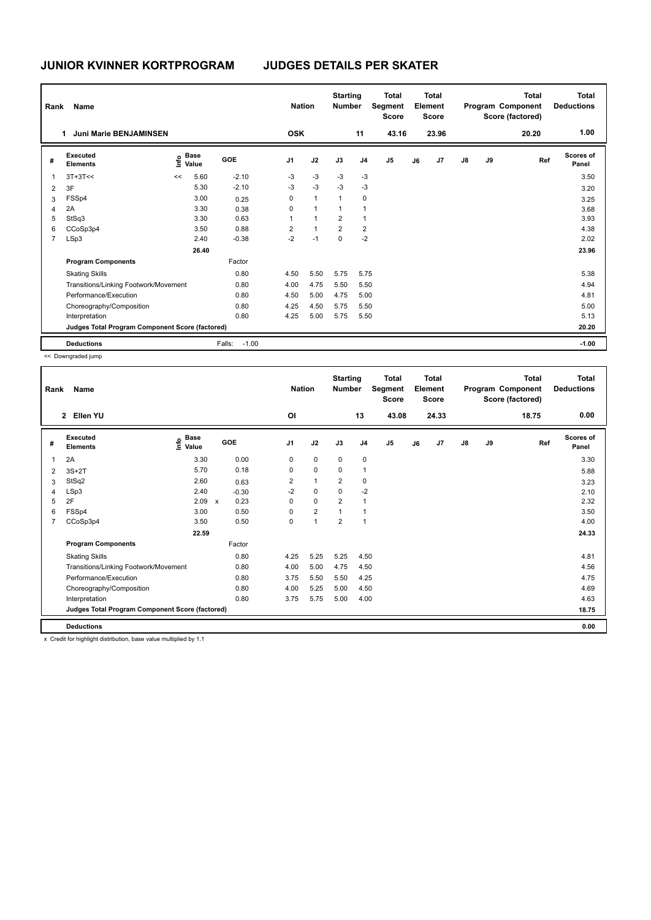# JUNIOR KVINNER KORTPROGRAM JUDGES DETAILS PER SKATER

| Rank | Name | Nation | Starting Number | Total Segment Score | Total Element Score | Total Program Component Score (factored) | Total Deductions |
|---|---|---|---|---|---|---|---|
| 1 | Juni Marie BENJAMINSEN | OSK | 11 | 43.16 | 23.96 | 20.20 | 1.00 |

| # | Executed Elements | Info | Base Value | GOE | J1 | J2 | J3 | J4 | J5 | J6 | J7 | J8 | J9 | Ref | Scores of Panel |
|---|---|---|---|---|---|---|---|---|---|---|---|---|---|---|---|
| 1 | 3T+3T<< | << | 5.60 | -2.10 | -3 | -3 | -3 | -3 | | | | | | | 3.50 |
| 2 | 3F | | 5.30 | -2.10 | -3 | -3 | -3 | -3 | | | | | | | 3.20 |
| 3 | FSSp4 | | 3.00 | 0.25 | 0 | 1 | 1 | 0 | | | | | | | 3.25 |
| 4 | 2A | | 3.30 | 0.38 | 0 | 1 | 1 | 1 | | | | | | | 3.68 |
| 5 | StSq3 | | 3.30 | 0.63 | 1 | 1 | 2 | 1 | | | | | | | 3.93 |
| 6 | CCoSp3p4 | | 3.50 | 0.88 | 2 | 1 | 2 | 2 | | | | | | | 4.38 |
| 7 | LSp3 | | 2.40 | -0.38 | -2 | -1 | 0 | -2 | | | | | | | 2.02 |
| | | | 26.40 | | | | | | | | | | | | 23.96 |
| | **Program Components** | | | Factor | | | | | | | | | | | |
| | Skating Skills | | | 0.80 | 4.50 | 5.50 | 5.75 | 5.75 | | | | | | | 5.38 |
| | Transitions/Linking Footwork/Movement | | | 0.80 | 4.00 | 4.75 | 5.50 | 5.50 | | | | | | | 4.94 |
| | Performance/Execution | | | 0.80 | 4.50 | 5.00 | 4.75 | 5.00 | | | | | | | 4.81 |
| | Choreography/Composition | | | 0.80 | 4.25 | 4.50 | 5.75 | 5.50 | | | | | | | 5.00 |
| | Interpretation | | | 0.80 | 4.25 | 5.00 | 5.75 | 5.50 | | | | | | | 5.13 |
| | **Judges Total Program Component Score (factored)** | | | | | | | | | | | | | | 20.20 |
| | **Deductions** | | Falls: | -1.00 | | | | | | | | | | | -1.00 |

<< Downgraded jump

| Rank | Name | Nation | Starting Number | Total Segment Score | Total Element Score | Total Program Component Score (factored) | Total Deductions |
|---|---|---|---|---|---|---|---|
| 2 | Ellen YU | OI | 13 | 43.08 | 24.33 | 18.75 | 0.00 |

| # | Executed Elements | Info | Base Value | GOE | J1 | J2 | J3 | J4 | J5 | J6 | J7 | J8 | J9 | Ref | Scores of Panel |
|---|---|---|---|---|---|---|---|---|---|---|---|---|---|---|---|
| 1 | 2A | | 3.30 | 0.00 | 0 | 0 | 0 | 0 | | | | | | | 3.30 |
| 2 | 3S+2T | | 5.70 | 0.18 | 0 | 0 | 0 | 1 | | | | | | | 5.88 |
| 3 | StSq2 | | 2.60 | 0.63 | 2 | 1 | 2 | 0 | | | | | | | 3.23 |
| 4 | LSp3 | | 2.40 | -0.30 | -2 | 0 | 0 | -2 | | | | | | | 2.10 |
| 5 | 2F | | 2.09 x | 0.23 | 0 | 0 | 2 | 1 | | | | | | | 2.32 |
| 6 | FSSp4 | | 3.00 | 0.50 | 0 | 2 | 1 | 1 | | | | | | | 3.50 |
| 7 | CCoSp3p4 | | 3.50 | 0.50 | 0 | 1 | 2 | 1 | | | | | | | 4.00 |
| | | | 22.59 | | | | | | | | | | | | 24.33 |
| | **Program Components** | | | Factor | | | | | | | | | | | |
| | Skating Skills | | | 0.80 | 4.25 | 5.25 | 5.25 | 4.50 | | | | | | | 4.81 |
| | Transitions/Linking Footwork/Movement | | | 0.80 | 4.00 | 5.00 | 4.75 | 4.50 | | | | | | | 4.56 |
| | Performance/Execution | | | 0.80 | 3.75 | 5.50 | 5.50 | 4.25 | | | | | | | 4.75 |
| | Choreography/Composition | | | 0.80 | 4.00 | 5.25 | 5.00 | 4.50 | | | | | | | 4.69 |
| | Interpretation | | | 0.80 | 3.75 | 5.75 | 5.00 | 4.00 | | | | | | | 4.63 |
| | **Judges Total Program Component Score (factored)** | | | | | | | | | | | | | | 18.75 |
| | **Deductions** | | | | | | | | | | | | | | 0.00 |

x Credit for highlight distribution, base value multiplied by 1.1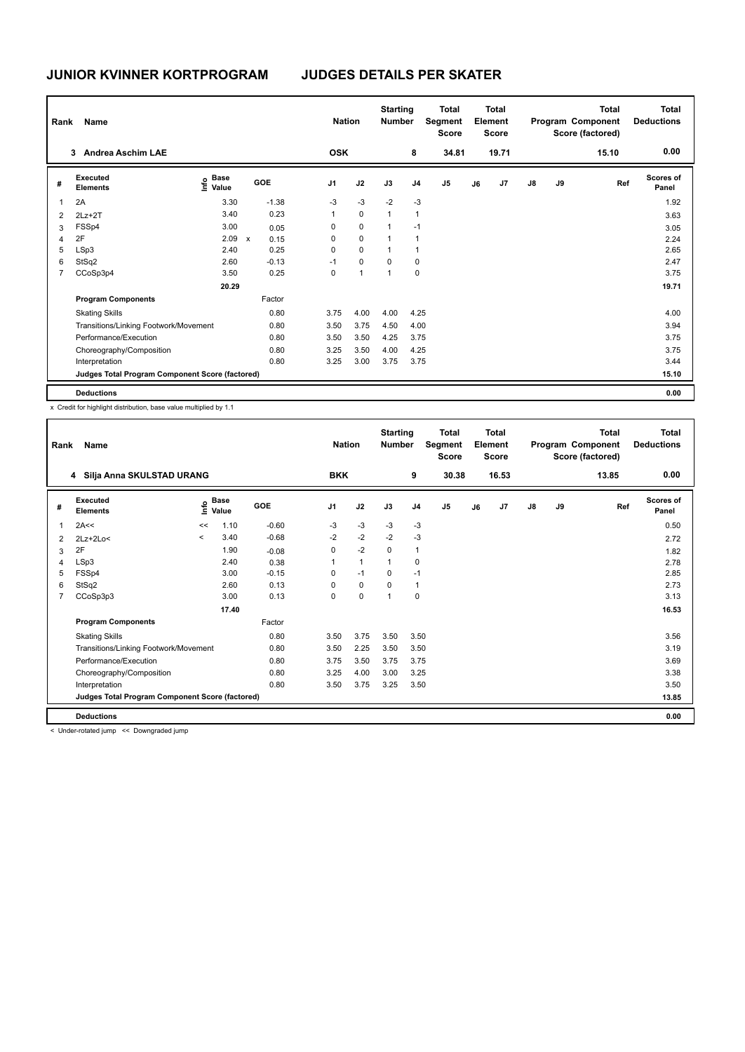# JUNIOR KVINNER KORTPROGRAM — JUDGES DETAILS PER SKATER

| Rank | Name | Nation | Starting Number | Total Segment Score | Total Element Score | Total Program Component Score (factored) | Total Deductions |
|---|---|---|---|---|---|---|---|
| 3 | Andrea Aschim LAE | OSK | 8 | 34.81 | 19.71 | 15.10 | 0.00 |

| # | Executed Elements | Info | Base Value | | GOE | J1 | J2 | J3 | J4 | J5 | J6 | J7 | J8 | J9 | Ref | Scores of Panel |
|---|---|---|---|---|---|---|---|---|---|---|---|---|---|---|---|---|
| 1 | 2A | | 3.30 | | -1.38 | -3 | -3 | -2 | -3 | | | | | | | 1.92 |
| 2 | 2Lz+2T | | 3.40 | | 0.23 | 1 | 0 | 1 | 1 | | | | | | | 3.63 |
| 3 | FSSp4 | | 3.00 | | 0.05 | 0 | 0 | 1 | -1 | | | | | | | 3.05 |
| 4 | 2F | | 2.09 | x | 0.15 | 0 | 0 | 1 | 1 | | | | | | | 2.24 |
| 5 | LSp3 | | 2.40 | | 0.25 | 0 | 0 | 1 | 1 | | | | | | | 2.65 |
| 6 | StSq2 | | 2.60 | | -0.13 | -1 | 0 | 0 | 0 | | | | | | | 2.47 |
| 7 | CCoSp3p4 | | 3.50 | | 0.25 | 0 | 1 | 1 | 0 | | | | | | | 3.75 |
| | | | 20.29 | | | | | | | | | | | | | 19.71 |
| | **Program Components** | | | | Factor | | | | | | | | | | | |
| | Skating Skills | | | | 0.80 | 3.75 | 4.00 | 4.00 | 4.25 | | | | | | | 4.00 |
| | Transitions/Linking Footwork/Movement | | | | 0.80 | 3.50 | 3.75 | 4.50 | 4.00 | | | | | | | 3.94 |
| | Performance/Execution | | | | 0.80 | 3.50 | 3.50 | 4.25 | 3.75 | | | | | | | 3.75 |
| | Choreography/Composition | | | | 0.80 | 3.25 | 3.50 | 4.00 | 4.25 | | | | | | | 3.75 |
| | Interpretation | | | | 0.80 | 3.25 | 3.00 | 3.75 | 3.75 | | | | | | | 3.44 |
| | **Judges Total Program Component Score (factored)** | | | | | | | | | | | | | | | 15.10 |
| | **Deductions** | | | | | | | | | | | | | | | 0.00 |

x Credit for highlight distribution, base value multiplied by 1.1

| Rank | Name | Nation | Starting Number | Total Segment Score | Total Element Score | Total Program Component Score (factored) | Total Deductions |
|---|---|---|---|---|---|---|---|
| 4 | Silja Anna SKULSTAD URANG | BKK | 9 | 30.38 | 16.53 | 13.85 | 0.00 |

| # | Executed Elements | Info | Base Value | GOE | J1 | J2 | J3 | J4 | J5 | J6 | J7 | J8 | J9 | Ref | Scores of Panel |
|---|---|---|---|---|---|---|---|---|---|---|---|---|---|---|---|
| 1 | 2A<< | << | 1.10 | -0.60 | -3 | -3 | -3 | -3 | | | | | | | 0.50 |
| 2 | 2Lz+2Lo< | < | 3.40 | -0.68 | -2 | -2 | -2 | -3 | | | | | | | 2.72 |
| 3 | 2F | | 1.90 | -0.08 | 0 | -2 | 0 | 1 | | | | | | | 1.82 |
| 4 | LSp3 | | 2.40 | 0.38 | 1 | 1 | 1 | 0 | | | | | | | 2.78 |
| 5 | FSSp4 | | 3.00 | -0.15 | 0 | -1 | 0 | -1 | | | | | | | 2.85 |
| 6 | StSq2 | | 2.60 | 0.13 | 0 | 0 | 0 | 1 | | | | | | | 2.73 |
| 7 | CCoSp3p3 | | 3.00 | 0.13 | 0 | 0 | 1 | 0 | | | | | | | 3.13 |
| | | | 17.40 | | | | | | | | | | | | 16.53 |
| | **Program Components** | | | Factor | | | | | | | | | | | |
| | Skating Skills | | | 0.80 | 3.50 | 3.75 | 3.50 | 3.50 | | | | | | | 3.56 |
| | Transitions/Linking Footwork/Movement | | | 0.80 | 3.50 | 2.25 | 3.50 | 3.50 | | | | | | | 3.19 |
| | Performance/Execution | | | 0.80 | 3.75 | 3.50 | 3.75 | 3.75 | | | | | | | 3.69 |
| | Choreography/Composition | | | 0.80 | 3.25 | 4.00 | 3.00 | 3.25 | | | | | | | 3.38 |
| | Interpretation | | | 0.80 | 3.50 | 3.75 | 3.25 | 3.50 | | | | | | | 3.50 |
| | **Judges Total Program Component Score (factored)** | | | | | | | | | | | | | | 13.85 |
| | **Deductions** | | | | | | | | | | | | | | 0.00 |

< Under-rotated jump << Downgraded jump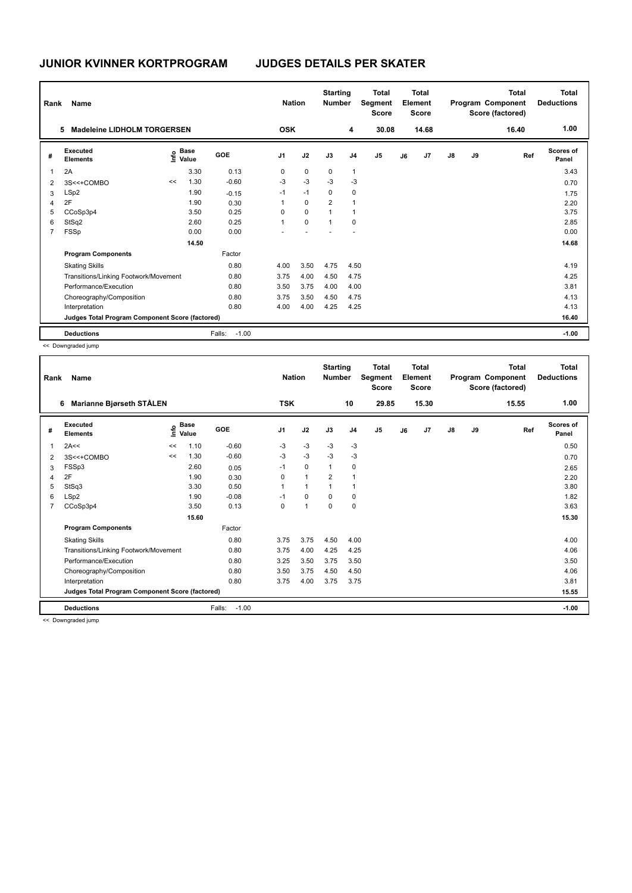# JUNIOR KVINNER KORTPROGRAM JUDGES DETAILS PER SKATER

| Rank | Name | Nation | Starting Number | Total Segment Score | Total Element Score | Total Program Component Score (factored) | Total Deductions |
|---|---|---|---|---|---|---|---|
| 5 | Madeleine LIDHOLM TORGERSEN | OSK | 4 | 30.08 | 14.68 | 16.40 | 1.00 |

| # | Executed Elements | Info | Base Value | GOE | J1 | J2 | J3 | J4 | J5 | J6 | J7 | J8 | J9 | Ref | Scores of Panel |
|---|---|---|---|---|---|---|---|---|---|---|---|---|---|---|---|
| 1 | 2A | | 3.30 | 0.13 | 0 | 0 | 0 | 1 | | | | | | | 3.43 |
| 2 | 3S<<+COMBO | << | 1.30 | -0.60 | -3 | -3 | -3 | -3 | | | | | | | 0.70 |
| 3 | LSp2 | | 1.90 | -0.15 | -1 | -1 | 0 | 0 | | | | | | | 1.75 |
| 4 | 2F | | 1.90 | 0.30 | 1 | 0 | 2 | 1 | | | | | | | 2.20 |
| 5 | CCoSp3p4 | | 3.50 | 0.25 | 0 | 0 | 1 | 1 | | | | | | | 3.75 |
| 6 | StSq2 | | 2.60 | 0.25 | 1 | 0 | 1 | 0 | | | | | | | 2.85 |
| 7 | FSSp | | 0.00 | 0.00 | - | - | - | - | | | | | | | 0.00 |
| | | | 14.50 | | | | | | | | | | | | 14.68 |
| | **Program Components** | | | Factor | | | | | | | | | | | |
| | Skating Skills | | | 0.80 | 4.00 | 3.50 | 4.75 | 4.50 | | | | | | | 4.19 |
| | Transitions/Linking Footwork/Movement | | | 0.80 | 3.75 | 4.00 | 4.50 | 4.75 | | | | | | | 4.25 |
| | Performance/Execution | | | 0.80 | 3.50 | 3.75 | 4.00 | 4.00 | | | | | | | 3.81 |
| | Choreography/Composition | | | 0.80 | 3.75 | 3.50 | 4.50 | 4.75 | | | | | | | 4.13 |
| | Interpretation | | | 0.80 | 4.00 | 4.00 | 4.25 | 4.25 | | | | | | | 4.13 |
| | **Judges Total Program Component Score (factored)** | | | | | | | | | | | | | | 16.40 |
| | **Deductions** | | | Falls: -1.00 | | | | | | | | | | | -1.00 |

<< Downgraded jump

| Rank | Name | Nation | Starting Number | Total Segment Score | Total Element Score | Total Program Component Score (factored) | Total Deductions |
|---|---|---|---|---|---|---|---|
| 6 | Marianne Bjørseth STÅLEN | TSK | 10 | 29.85 | 15.30 | 15.55 | 1.00 |

| # | Executed Elements | Info | Base Value | GOE | J1 | J2 | J3 | J4 | J5 | J6 | J7 | J8 | J9 | Ref | Scores of Panel |
|---|---|---|---|---|---|---|---|---|---|---|---|---|---|---|---|
| 1 | 2A<< | << | 1.10 | -0.60 | -3 | -3 | -3 | -3 | | | | | | | 0.50 |
| 2 | 3S<<+COMBO | << | 1.30 | -0.60 | -3 | -3 | -3 | -3 | | | | | | | 0.70 |
| 3 | FSSp3 | | 2.60 | 0.05 | -1 | 0 | 1 | 0 | | | | | | | 2.65 |
| 4 | 2F | | 1.90 | 0.30 | 0 | 1 | 2 | 1 | | | | | | | 2.20 |
| 5 | StSq3 | | 3.30 | 0.50 | 1 | 1 | 1 | 1 | | | | | | | 3.80 |
| 6 | LSp2 | | 1.90 | -0.08 | -1 | 0 | 0 | 0 | | | | | | | 1.82 |
| 7 | CCoSp3p4 | | 3.50 | 0.13 | 0 | 1 | 0 | 0 | | | | | | | 3.63 |
| | | | 15.60 | | | | | | | | | | | | 15.30 |
| | **Program Components** | | | Factor | | | | | | | | | | | |
| | Skating Skills | | | 0.80 | 3.75 | 3.75 | 4.50 | 4.00 | | | | | | | 4.00 |
| | Transitions/Linking Footwork/Movement | | | 0.80 | 3.75 | 4.00 | 4.25 | 4.25 | | | | | | | 4.06 |
| | Performance/Execution | | | 0.80 | 3.25 | 3.50 | 3.75 | 3.50 | | | | | | | 3.50 |
| | Choreography/Composition | | | 0.80 | 3.50 | 3.75 | 4.50 | 4.50 | | | | | | | 4.06 |
| | Interpretation | | | 0.80 | 3.75 | 4.00 | 3.75 | 3.75 | | | | | | | 3.81 |
| | **Judges Total Program Component Score (factored)** | | | | | | | | | | | | | | 15.55 |
| | **Deductions** | | | Falls: -1.00 | | | | | | | | | | | -1.00 |

<< Downgraded jump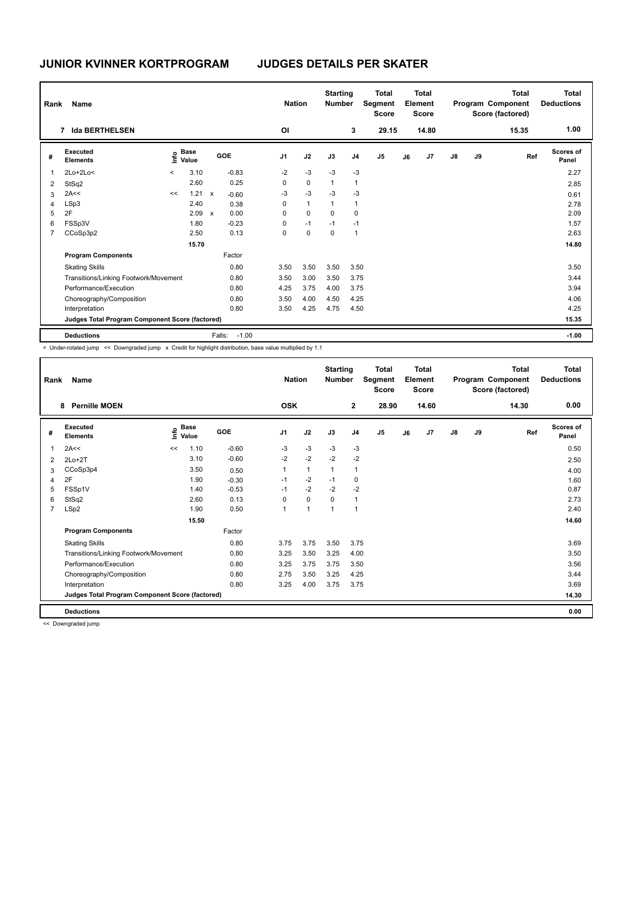# JUNIOR KVINNER KORTPROGRAM JUDGES DETAILS PER SKATER

| Rank | Name | Nation | Starting Number | Total Segment Score | Total Element Score | Total Program Component Score (factored) | Total Deductions |
|---|---|---|---|---|---|---|---|
| 7 | Ida BERTHELSEN | OI | 3 | 29.15 | 14.80 | 15.35 | 1.00 |

| # | Executed Elements | Info | Base Value | | GOE | J1 | J2 | J3 | J4 | J5 | J6 | J7 | J8 | J9 | Ref | Scores of Panel |
|---|---|---|---|---|---|---|---|---|---|---|---|---|---|---|---|---|
| 1 | 2Lo+2Lo< | < | 3.10 | | -0.83 | -2 | -3 | -3 | -3 | | | | | | | 2.27 |
| 2 | StSq2 | | 2.60 | | 0.25 | 0 | 0 | 1 | 1 | | | | | | | 2.85 |
| 3 | 2A<< | << | 1.21 | x | -0.60 | -3 | -3 | -3 | -3 | | | | | | | 0.61 |
| 4 | LSp3 | | 2.40 | | 0.38 | 0 | 1 | 1 | 1 | | | | | | | 2.78 |
| 5 | 2F | | 2.09 | x | 0.00 | 0 | 0 | 0 | 0 | | | | | | | 2.09 |
| 6 | FSSp3V | | 1.80 | | -0.23 | 0 | -1 | -1 | -1 | | | | | | | 1.57 |
| 7 | CCoSp3p2 | | 2.50 | | 0.13 | 0 | 0 | 0 | 1 | | | | | | | 2.63 |
| | | | 15.70 | | | | | | | | | | | | | 14.80 |
| | **Program Components** | | | | Factor | | | | | | | | | | | |
| | Skating Skills | | | | 0.80 | 3.50 | 3.50 | 3.50 | 3.50 | | | | | | | 3.50 |
| | Transitions/Linking Footwork/Movement | | | | 0.80 | 3.50 | 3.00 | 3.50 | 3.75 | | | | | | | 3.44 |
| | Performance/Execution | | | | 0.80 | 4.25 | 3.75 | 4.00 | 3.75 | | | | | | | 3.94 |
| | Choreography/Composition | | | | 0.80 | 3.50 | 4.00 | 4.50 | 4.25 | | | | | | | 4.06 |
| | Interpretation | | | | 0.80 | 3.50 | 4.25 | 4.75 | 4.50 | | | | | | | 4.25 |
| | **Judges Total Program Component Score (factored)** | | | | | | | | | | | | | | | 15.35 |
| | **Deductions** | | | Falls: | -1.00 | | | | | | | | | | | -1.00 |

< Under-rotated jump << Downgraded jump x Credit for highlight distribution, base value multiplied by 1.1

| Rank | Name | Nation | Starting Number | Total Segment Score | Total Element Score | Total Program Component Score (factored) | Total Deductions |
|---|---|---|---|---|---|---|---|
| 8 | Pernille MOEN | OSK | 2 | 28.90 | 14.60 | 14.30 | 0.00 |

| # | Executed Elements | Info | Base Value | GOE | J1 | J2 | J3 | J4 | J5 | J6 | J7 | J8 | J9 | Ref | Scores of Panel |
|---|---|---|---|---|---|---|---|---|---|---|---|---|---|---|---|
| 1 | 2A<< | << | 1.10 | -0.60 | -3 | -3 | -3 | -3 | | | | | | | 0.50 |
| 2 | 2Lo+2T | | 3.10 | -0.60 | -2 | -2 | -2 | -2 | | | | | | | 2.50 |
| 3 | CCoSp3p4 | | 3.50 | 0.50 | 1 | 1 | 1 | 1 | | | | | | | 4.00 |
| 4 | 2F | | 1.90 | -0.30 | -1 | -2 | -1 | 0 | | | | | | | 1.60 |
| 5 | FSSp1V | | 1.40 | -0.53 | -1 | -2 | -2 | -2 | | | | | | | 0.87 |
| 6 | StSq2 | | 2.60 | 0.13 | 0 | 0 | 0 | 1 | | | | | | | 2.73 |
| 7 | LSp2 | | 1.90 | 0.50 | 1 | 1 | 1 | 1 | | | | | | | 2.40 |
| | | | 15.50 | | | | | | | | | | | | 14.60 |
| | **Program Components** | | | Factor | | | | | | | | | | | |
| | Skating Skills | | | 0.80 | 3.75 | 3.75 | 3.50 | 3.75 | | | | | | | 3.69 |
| | Transitions/Linking Footwork/Movement | | | 0.80 | 3.25 | 3.50 | 3.25 | 4.00 | | | | | | | 3.50 |
| | Performance/Execution | | | 0.80 | 3.25 | 3.75 | 3.75 | 3.50 | | | | | | | 3.56 |
| | Choreography/Composition | | | 0.80 | 2.75 | 3.50 | 3.25 | 4.25 | | | | | | | 3.44 |
| | Interpretation | | | 0.80 | 3.25 | 4.00 | 3.75 | 3.75 | | | | | | | 3.69 |
| | **Judges Total Program Component Score (factored)** | | | | | | | | | | | | | | 14.30 |
| | **Deductions** | | | | | | | | | | | | | | 0.00 |

<< Downgraded jump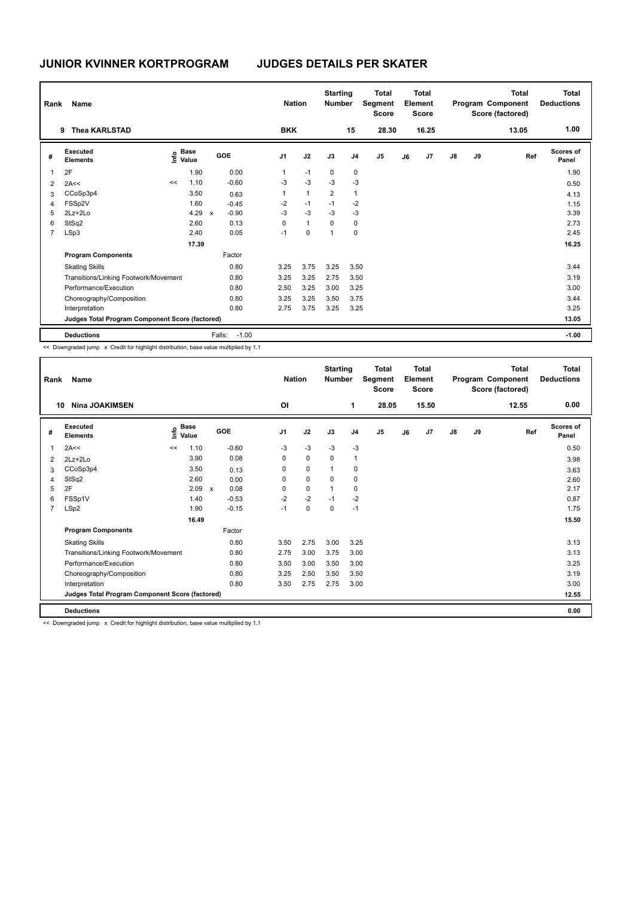# JUNIOR KVINNER KORTPROGRAM    JUDGES DETAILS PER SKATER

| Rank | Name | Nation | Starting Number | Total Segment Score | Total Element Score | Total Program Component Score (factored) | Total Deductions |
|---|---|---|---|---|---|---|---|
| 9 | Thea KARLSTAD | BKK | 15 | 28.30 | 16.25 | 13.05 | 1.00 |

| # | Executed Elements | Info | Base Value | | GOE | J1 | J2 | J3 | J4 | J5 | J6 | J7 | J8 | J9 | Ref | Scores of Panel |
|---|---|---|---|---|---|---|---|---|---|---|---|---|---|---|---|---|
| 1 | 2F | | 1.90 | | 0.00 | 1 | -1 | 0 | 0 | | | | | | | 1.90 |
| 2 | 2A<< | << | 1.10 | | -0.60 | -3 | -3 | -3 | -3 | | | | | | | 0.50 |
| 3 | CCoSp3p4 | | 3.50 | | 0.63 | 1 | 1 | 2 | 1 | | | | | | | 4.13 |
| 4 | FSSp2V | | 1.60 | | -0.45 | -2 | -1 | -1 | -2 | | | | | | | 1.15 |
| 5 | 2Lz+2Lo | | 4.29 | x | -0.90 | -3 | -3 | -3 | -3 | | | | | | | 3.39 |
| 6 | StSq2 | | 2.60 | | 0.13 | 0 | 1 | 0 | 0 | | | | | | | 2.73 |
| 7 | LSp3 | | 2.40 | | 0.05 | -1 | 0 | 1 | 0 | | | | | | | 2.45 |
| | | | 17.39 | | | | | | | | | | | | | 16.25 |
| | **Program Components** | | | | Factor | | | | | | | | | | | |
| | Skating Skills | | | | 0.80 | 3.25 | 3.75 | 3.25 | 3.50 | | | | | | | 3.44 |
| | Transitions/Linking Footwork/Movement | | | | 0.80 | 3.25 | 3.25 | 2.75 | 3.50 | | | | | | | 3.19 |
| | Performance/Execution | | | | 0.80 | 2.50 | 3.25 | 3.00 | 3.25 | | | | | | | 3.00 |
| | Choreography/Composition | | | | 0.80 | 3.25 | 3.25 | 3.50 | 3.75 | | | | | | | 3.44 |
| | Interpretation | | | | 0.80 | 2.75 | 3.75 | 3.25 | 3.25 | | | | | | | 3.25 |
| | **Judges Total Program Component Score (factored)** | | | | | | | | | | | | | | | 13.05 |
| | **Deductions** | | | | Falls: -1.00 | | | | | | | | | | | -1.00 |

<< Downgraded jump x Credit for highlight distribution, base value multiplied by 1.1

| Rank | Name | Nation | Starting Number | Total Segment Score | Total Element Score | Total Program Component Score (factored) | Total Deductions |
|---|---|---|---|---|---|---|---|
| 10 | Nina JOAKIMSEN | OI | 1 | 28.05 | 15.50 | 12.55 | 0.00 |

| # | Executed Elements | Info | Base Value | | GOE | J1 | J2 | J3 | J4 | J5 | J6 | J7 | J8 | J9 | Ref | Scores of Panel |
|---|---|---|---|---|---|---|---|---|---|---|---|---|---|---|---|---|
| 1 | 2A<< | << | 1.10 | | -0.60 | -3 | -3 | -3 | -3 | | | | | | | 0.50 |
| 2 | 2Lz+2Lo | | 3.90 | | 0.08 | 0 | 0 | 0 | 1 | | | | | | | 3.98 |
| 3 | CCoSp3p4 | | 3.50 | | 0.13 | 0 | 0 | 1 | 0 | | | | | | | 3.63 |
| 4 | StSq2 | | 2.60 | | 0.00 | 0 | 0 | 0 | 0 | | | | | | | 2.60 |
| 5 | 2F | | 2.09 | x | 0.08 | 0 | 0 | 1 | 0 | | | | | | | 2.17 |
| 6 | FSSp1V | | 1.40 | | -0.53 | -2 | -2 | -1 | -2 | | | | | | | 0.87 |
| 7 | LSp2 | | 1.90 | | -0.15 | -1 | 0 | 0 | -1 | | | | | | | 1.75 |
| | | | 16.49 | | | | | | | | | | | | | 15.50 |
| | **Program Components** | | | | Factor | | | | | | | | | | | |
| | Skating Skills | | | | 0.80 | 3.50 | 2.75 | 3.00 | 3.25 | | | | | | | 3.13 |
| | Transitions/Linking Footwork/Movement | | | | 0.80 | 2.75 | 3.00 | 3.75 | 3.00 | | | | | | | 3.13 |
| | Performance/Execution | | | | 0.80 | 3.50 | 3.00 | 3.50 | 3.00 | | | | | | | 3.25 |
| | Choreography/Composition | | | | 0.80 | 3.25 | 2.50 | 3.50 | 3.50 | | | | | | | 3.19 |
| | Interpretation | | | | 0.80 | 3.50 | 2.75 | 2.75 | 3.00 | | | | | | | 3.00 |
| | **Judges Total Program Component Score (factored)** | | | | | | | | | | | | | | | 12.55 |
| | **Deductions** | | | | | | | | | | | | | | | 0.00 |

<< Downgraded jump x Credit for highlight distribution, base value multiplied by 1.1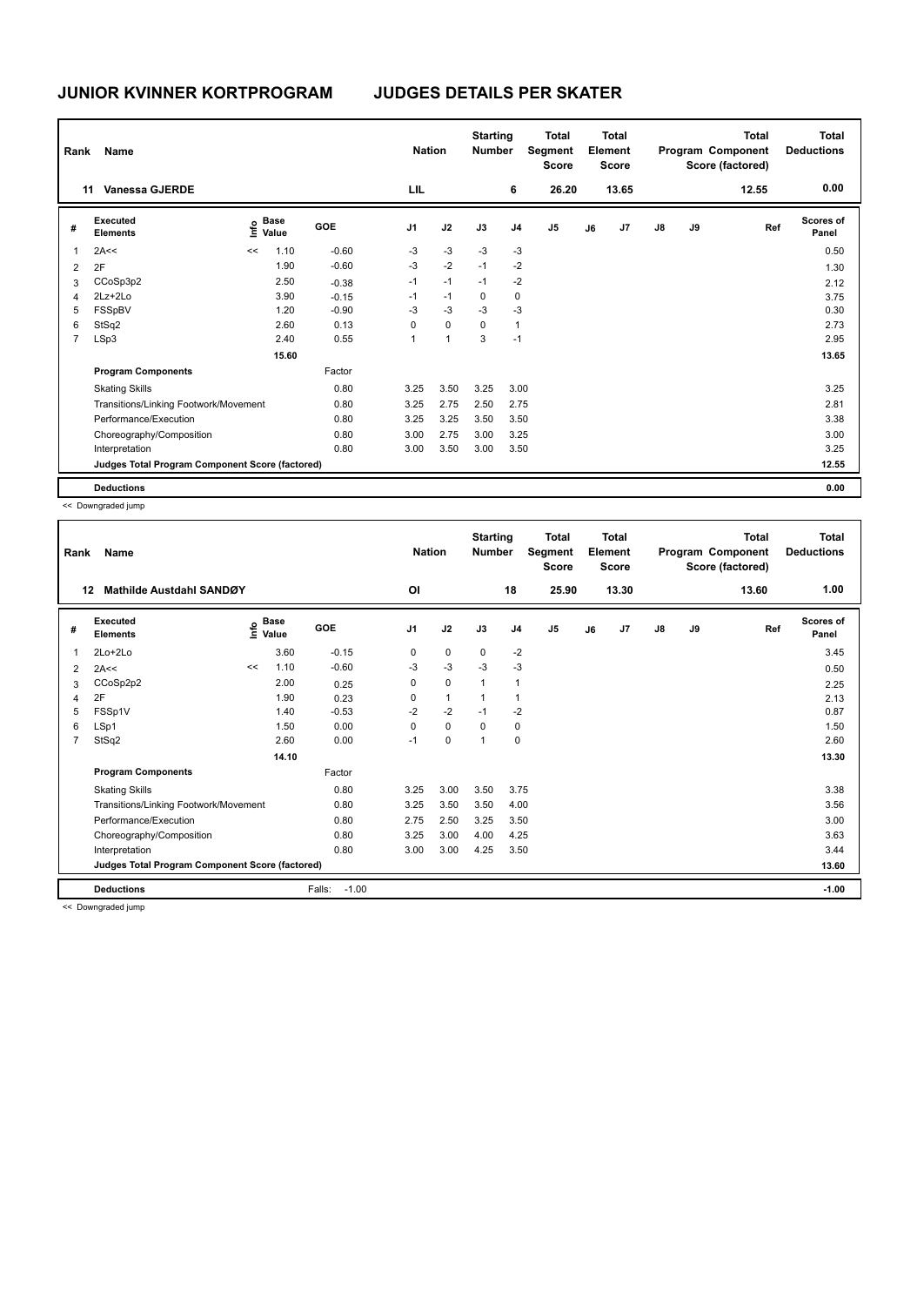# JUNIOR KVINNER KORTPROGRAM — JUDGES DETAILS PER SKATER

| Rank | Name | Nation | Starting Number | Total Segment Score | Total Element Score | Total Program Component Score (factored) | Total Deductions |
|---|---|---|---|---|---|---|---|
| 11 | Vanessa GJERDE | LIL | 6 | 26.20 | 13.65 | 12.55 | 0.00 |

| # | Executed Elements | Info | Base Value | GOE | J1 | J2 | J3 | J4 | J5 | J6 | J7 | J8 | J9 | Ref | Scores of Panel |
|---|---|---|---|---|---|---|---|---|---|---|---|---|---|---|---|
| 1 | 2A<< | << | 1.10 | -0.60 | -3 | -3 | -3 | -3 | | | | | | | 0.50 |
| 2 | 2F | | 1.90 | -0.60 | -3 | -2 | -1 | -2 | | | | | | | 1.30 |
| 3 | CCoSp3p2 | | 2.50 | -0.38 | -1 | -1 | -1 | -2 | | | | | | | 2.12 |
| 4 | 2Lz+2Lo | | 3.90 | -0.15 | -1 | -1 | 0 | 0 | | | | | | | 3.75 |
| 5 | FSSpBV | | 1.20 | -0.90 | -3 | -3 | -3 | -3 | | | | | | | 0.30 |
| 6 | StSq2 | | 2.60 | 0.13 | 0 | 0 | 0 | 1 | | | | | | | 2.73 |
| 7 | LSp3 | | 2.40 | 0.55 | 1 | 1 | 3 | -1 | | | | | | | 2.95 |
| | | | 15.60 | | | | | | | | | | | | 13.65 |
| | **Program Components** | | | Factor | | | | | | | | | | | |
| | Skating Skills | | | 0.80 | 3.25 | 3.50 | 3.25 | 3.00 | | | | | | | 3.25 |
| | Transitions/Linking Footwork/Movement | | | 0.80 | 3.25 | 2.75 | 2.50 | 2.75 | | | | | | | 2.81 |
| | Performance/Execution | | | 0.80 | 3.25 | 3.25 | 3.50 | 3.50 | | | | | | | 3.38 |
| | Choreography/Composition | | | 0.80 | 3.00 | 2.75 | 3.00 | 3.25 | | | | | | | 3.00 |
| | Interpretation | | | 0.80 | 3.00 | 3.50 | 3.00 | 3.50 | | | | | | | 3.25 |
| | **Judges Total Program Component Score (factored)** | | | | | | | | | | | | | | 12.55 |
| | **Deductions** | | | | | | | | | | | | | | 0.00 |

<< Downgraded jump

| Rank | Name | Nation | Starting Number | Total Segment Score | Total Element Score | Total Program Component Score (factored) | Total Deductions |
|---|---|---|---|---|---|---|---|
| 12 | Mathilde Austdahl SANDØY | OI | 18 | 25.90 | 13.30 | 13.60 | 1.00 |

| # | Executed Elements | Info | Base Value | GOE | J1 | J2 | J3 | J4 | J5 | J6 | J7 | J8 | J9 | Ref | Scores of Panel |
|---|---|---|---|---|---|---|---|---|---|---|---|---|---|---|---|
| 1 | 2Lo+2Lo | | 3.60 | -0.15 | 0 | 0 | 0 | -2 | | | | | | | 3.45 |
| 2 | 2A<< | << | 1.10 | -0.60 | -3 | -3 | -3 | -3 | | | | | | | 0.50 |
| 3 | CCoSp2p2 | | 2.00 | 0.25 | 0 | 0 | 1 | 1 | | | | | | | 2.25 |
| 4 | 2F | | 1.90 | 0.23 | 0 | 1 | 1 | 1 | | | | | | | 2.13 |
| 5 | FSSp1V | | 1.40 | -0.53 | -2 | -2 | -1 | -2 | | | | | | | 0.87 |
| 6 | LSp1 | | 1.50 | 0.00 | 0 | 0 | 0 | 0 | | | | | | | 1.50 |
| 7 | StSq2 | | 2.60 | 0.00 | -1 | 0 | 1 | 0 | | | | | | | 2.60 |
| | | | 14.10 | | | | | | | | | | | | 13.30 |
| | **Program Components** | | | Factor | | | | | | | | | | | |
| | Skating Skills | | | 0.80 | 3.25 | 3.00 | 3.50 | 3.75 | | | | | | | 3.38 |
| | Transitions/Linking Footwork/Movement | | | 0.80 | 3.25 | 3.50 | 3.50 | 4.00 | | | | | | | 3.56 |
| | Performance/Execution | | | 0.80 | 2.75 | 2.50 | 3.25 | 3.50 | | | | | | | 3.00 |
| | Choreography/Composition | | | 0.80 | 3.25 | 3.00 | 4.00 | 4.25 | | | | | | | 3.63 |
| | Interpretation | | | 0.80 | 3.00 | 3.00 | 4.25 | 3.50 | | | | | | | 3.44 |
| | **Judges Total Program Component Score (factored)** | | | | | | | | | | | | | | 13.60 |
| | **Deductions** | | | Falls: -1.00 | | | | | | | | | | | -1.00 |

<< Downgraded jump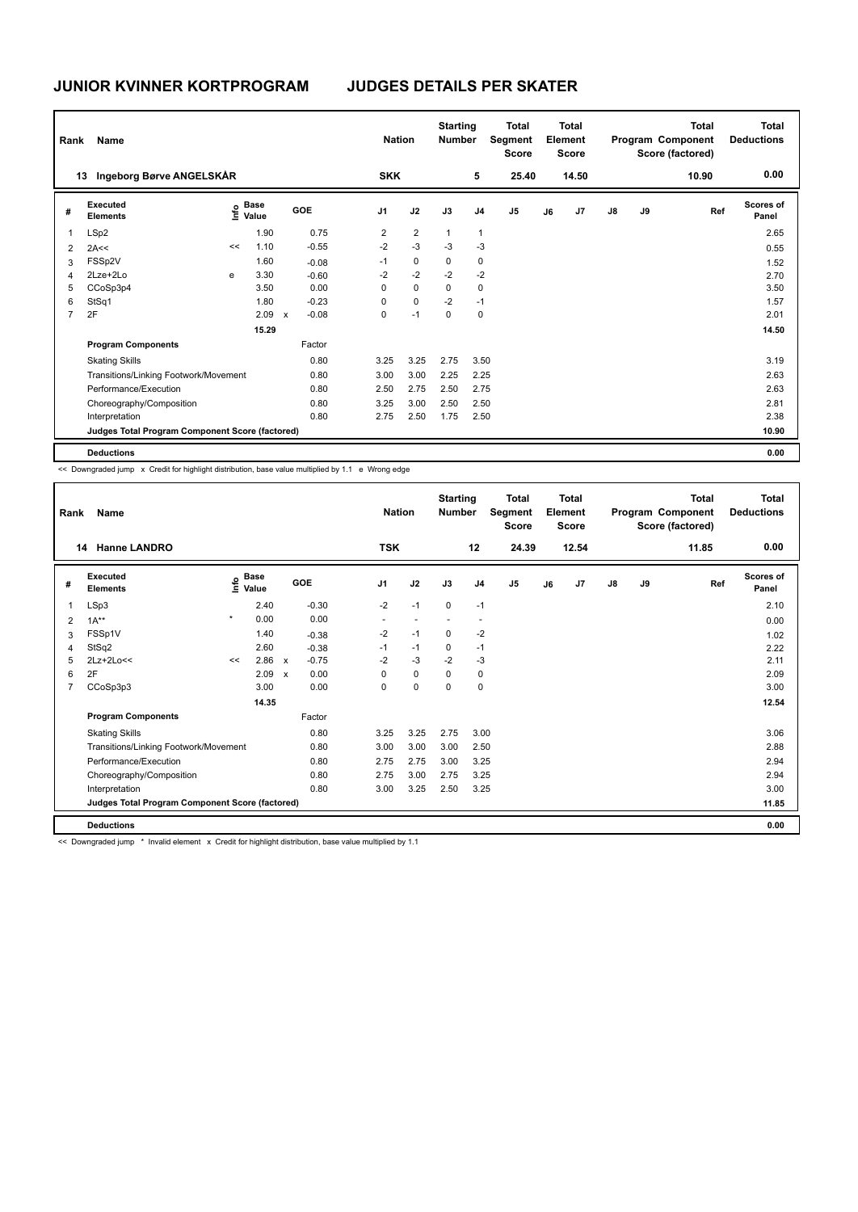# JUNIOR KVINNER KORTPROGRAM    JUDGES DETAILS PER SKATER

| Rank | Name | Nation | Starting Number | Total Segment Score | Total Element Score | Total Program Component Score (factored) | Total Deductions |
|---|---|---|---|---|---|---|---|
| 13 | Ingeborg Børve ANGELSKÅR | SKK | 5 | 25.40 | 14.50 | 10.90 | 0.00 |

| # | Executed Elements | Info | Base Value | | GOE | J1 | J2 | J3 | J4 | J5 | J6 | J7 | J8 | J9 | Ref | Scores of Panel |
|---|---|---|---|---|---|---|---|---|---|---|---|---|---|---|---|---|
| 1 | LSp2 | | 1.90 | | 0.75 | 2 | 2 | 1 | 1 | | | | | | | 2.65 |
| 2 | 2A<< | << | 1.10 | | -0.55 | -2 | -3 | -3 | -3 | | | | | | | 0.55 |
| 3 | FSSp2V | | 1.60 | | -0.08 | -1 | 0 | 0 | 0 | | | | | | | 1.52 |
| 4 | 2Lze+2Lo | e | 3.30 | | -0.60 | -2 | -2 | -2 | -2 | | | | | | | 2.70 |
| 5 | CCoSp3p4 | | 3.50 | | 0.00 | 0 | 0 | 0 | 0 | | | | | | | 3.50 |
| 6 | StSq1 | | 1.80 | | -0.23 | 0 | 0 | -2 | -1 | | | | | | | 1.57 |
| 7 | 2F | | 2.09 | x | -0.08 | 0 | -1 | 0 | 0 | | | | | | | 2.01 |
| | | | 15.29 | | | | | | | | | | | | | 14.50 |
| | **Program Components** | | | | Factor | | | | | | | | | | | |
| | Skating Skills | | | | 0.80 | 3.25 | 3.25 | 2.75 | 3.50 | | | | | | | 3.19 |
| | Transitions/Linking Footwork/Movement | | | | 0.80 | 3.00 | 3.00 | 2.25 | 2.25 | | | | | | | 2.63 |
| | Performance/Execution | | | | 0.80 | 2.50 | 2.75 | 2.50 | 2.75 | | | | | | | 2.63 |
| | Choreography/Composition | | | | 0.80 | 3.25 | 3.00 | 2.50 | 2.50 | | | | | | | 2.81 |
| | Interpretation | | | | 0.80 | 2.75 | 2.50 | 1.75 | 2.50 | | | | | | | 2.38 |
| | **Judges Total Program Component Score (factored)** | | | | | | | | | | | | | | | 10.90 |
| | **Deductions** | | | | | | | | | | | | | | | 0.00 |

<< Downgraded jump x Credit for highlight distribution, base value multiplied by 1.1 e Wrong edge

| Rank | Name | Nation | Starting Number | Total Segment Score | Total Element Score | Total Program Component Score (factored) | Total Deductions |
|---|---|---|---|---|---|---|---|
| 14 | Hanne LANDRO | TSK | 12 | 24.39 | 12.54 | 11.85 | 0.00 |

| # | Executed Elements | Info | Base Value | | GOE | J1 | J2 | J3 | J4 | J5 | J6 | J7 | J8 | J9 | Ref | Scores of Panel |
|---|---|---|---|---|---|---|---|---|---|---|---|---|---|---|---|---|
| 1 | LSp3 | | 2.40 | | -0.30 | -2 | -1 | 0 | -1 | | | | | | | 2.10 |
| 2 | 1A** | * | 0.00 | | 0.00 | - | - | - | - | | | | | | | 0.00 |
| 3 | FSSp1V | | 1.40 | | -0.38 | -2 | -1 | 0 | -2 | | | | | | | 1.02 |
| 4 | StSq2 | | 2.60 | | -0.38 | -1 | -1 | 0 | -1 | | | | | | | 2.22 |
| 5 | 2Lz+2Lo<< | << | 2.86 | x | -0.75 | -2 | -3 | -2 | -3 | | | | | | | 2.11 |
| 6 | 2F | | 2.09 | x | 0.00 | 0 | 0 | 0 | 0 | | | | | | | 2.09 |
| 7 | CCoSp3p3 | | 3.00 | | 0.00 | 0 | 0 | 0 | 0 | | | | | | | 3.00 |
| | | | 14.35 | | | | | | | | | | | | | 12.54 |
| | **Program Components** | | | | Factor | | | | | | | | | | | |
| | Skating Skills | | | | 0.80 | 3.25 | 3.25 | 2.75 | 3.00 | | | | | | | 3.06 |
| | Transitions/Linking Footwork/Movement | | | | 0.80 | 3.00 | 3.00 | 3.00 | 2.50 | | | | | | | 2.88 |
| | Performance/Execution | | | | 0.80 | 2.75 | 2.75 | 3.00 | 3.25 | | | | | | | 2.94 |
| | Choreography/Composition | | | | 0.80 | 2.75 | 3.00 | 2.75 | 3.25 | | | | | | | 2.94 |
| | Interpretation | | | | 0.80 | 3.00 | 3.25 | 2.50 | 3.25 | | | | | | | 3.00 |
| | **Judges Total Program Component Score (factored)** | | | | | | | | | | | | | | | 11.85 |
| | **Deductions** | | | | | | | | | | | | | | | 0.00 |

<< Downgraded jump * Invalid element x Credit for highlight distribution, base value multiplied by 1.1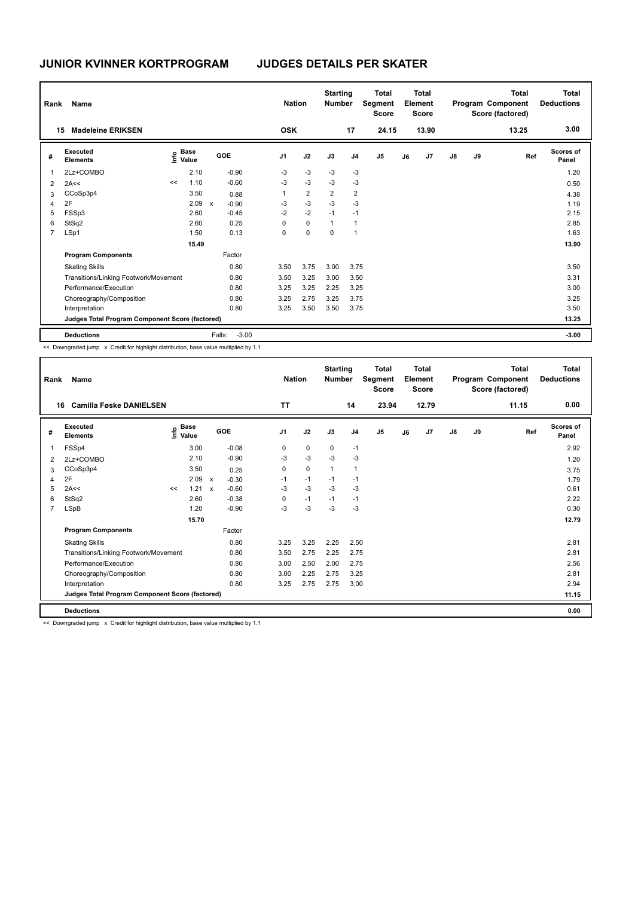# JUNIOR KVINNER KORTPROGRAM

# JUDGES DETAILS PER SKATER

| Rank | Name | Nation | Starting Number | Total Segment Score | Total Element Score | Total Program Component Score (factored) | Total Deductions |
|---|---|---|---|---|---|---|---|
| 15 | Madeleine ERIKSEN | OSK | 17 | 24.15 | 13.90 | 13.25 | 3.00 |

| # | Executed Elements | Info | Base Value | | GOE | J1 | J2 | J3 | J4 | J5 | J6 | J7 | J8 | J9 | Ref | Scores of Panel |
|---|---|---|---|---|---|---|---|---|---|---|---|---|---|---|---|---|
| 1 | 2Lz+COMBO | | 2.10 | | -0.90 | -3 | -3 | -3 | -3 | | | | | | | 1.20 |
| 2 | 2A<< | << | 1.10 | | -0.60 | -3 | -3 | -3 | -3 | | | | | | | 0.50 |
| 3 | CCoSp3p4 | | 3.50 | | 0.88 | 1 | 2 | 2 | 2 | | | | | | | 4.38 |
| 4 | 2F | | 2.09 | x | -0.90 | -3 | -3 | -3 | -3 | | | | | | | 1.19 |
| 5 | FSSp3 | | 2.60 | | -0.45 | -2 | -2 | -1 | -1 | | | | | | | 2.15 |
| 6 | StSq2 | | 2.60 | | 0.25 | 0 | 0 | 1 | 1 | | | | | | | 2.85 |
| 7 | LSp1 | | 1.50 | | 0.13 | 0 | 0 | 0 | 1 | | | | | | | 1.63 |
| | | | 15.49 | | | | | | | | | | | | | 13.90 |
| | **Program Components** | | | | Factor | | | | | | | | | | | |
| | Skating Skills | | | | 0.80 | 3.50 | 3.75 | 3.00 | 3.75 | | | | | | | 3.50 |
| | Transitions/Linking Footwork/Movement | | | | 0.80 | 3.50 | 3.25 | 3.00 | 3.50 | | | | | | | 3.31 |
| | Performance/Execution | | | | 0.80 | 3.25 | 3.25 | 2.25 | 3.25 | | | | | | | 3.00 |
| | Choreography/Composition | | | | 0.80 | 3.25 | 2.75 | 3.25 | 3.75 | | | | | | | 3.25 |
| | Interpretation | | | | 0.80 | 3.25 | 3.50 | 3.50 | 3.75 | | | | | | | 3.50 |
| | **Judges Total Program Component Score (factored)** | | | | | | | | | | | | | | | 13.25 |
| | **Deductions** | | | Falls: | -3.00 | | | | | | | | | | | -3.00 |

<< Downgraded jump x Credit for highlight distribution, base value multiplied by 1.1

| Rank | Name | Nation | Starting Number | Total Segment Score | Total Element Score | Total Program Component Score (factored) | Total Deductions |
|---|---|---|---|---|---|---|---|
| 16 | Camilla Føske DANIELSEN | TT | 14 | 23.94 | 12.79 | 11.15 | 0.00 |

| # | Executed Elements | Info | Base Value | | GOE | J1 | J2 | J3 | J4 | J5 | J6 | J7 | J8 | J9 | Ref | Scores of Panel |
|---|---|---|---|---|---|---|---|---|---|---|---|---|---|---|---|---|
| 1 | FSSp4 | | 3.00 | | -0.08 | 0 | 0 | 0 | -1 | | | | | | | 2.92 |
| 2 | 2Lz+COMBO | | 2.10 | | -0.90 | -3 | -3 | -3 | -3 | | | | | | | 1.20 |
| 3 | CCoSp3p4 | | 3.50 | | 0.25 | 0 | 0 | 1 | 1 | | | | | | | 3.75 |
| 4 | 2F | | 2.09 | x | -0.30 | -1 | -1 | -1 | -1 | | | | | | | 1.79 |
| 5 | 2A<< | << | 1.21 | x | -0.60 | -3 | -3 | -3 | -3 | | | | | | | 0.61 |
| 6 | StSq2 | | 2.60 | | -0.38 | 0 | -1 | -1 | -1 | | | | | | | 2.22 |
| 7 | LSpB | | 1.20 | | -0.90 | -3 | -3 | -3 | -3 | | | | | | | 0.30 |
| | | | 15.70 | | | | | | | | | | | | | 12.79 |
| | **Program Components** | | | | Factor | | | | | | | | | | | |
| | Skating Skills | | | | 0.80 | 3.25 | 3.25 | 2.25 | 2.50 | | | | | | | 2.81 |
| | Transitions/Linking Footwork/Movement | | | | 0.80 | 3.50 | 2.75 | 2.25 | 2.75 | | | | | | | 2.81 |
| | Performance/Execution | | | | 0.80 | 3.00 | 2.50 | 2.00 | 2.75 | | | | | | | 2.56 |
| | Choreography/Composition | | | | 0.80 | 3.00 | 2.25 | 2.75 | 3.25 | | | | | | | 2.81 |
| | Interpretation | | | | 0.80 | 3.25 | 2.75 | 2.75 | 3.00 | | | | | | | 2.94 |
| | **Judges Total Program Component Score (factored)** | | | | | | | | | | | | | | | 11.15 |
| | **Deductions** | | | | | | | | | | | | | | | 0.00 |

<< Downgraded jump x Credit for highlight distribution, base value multiplied by 1.1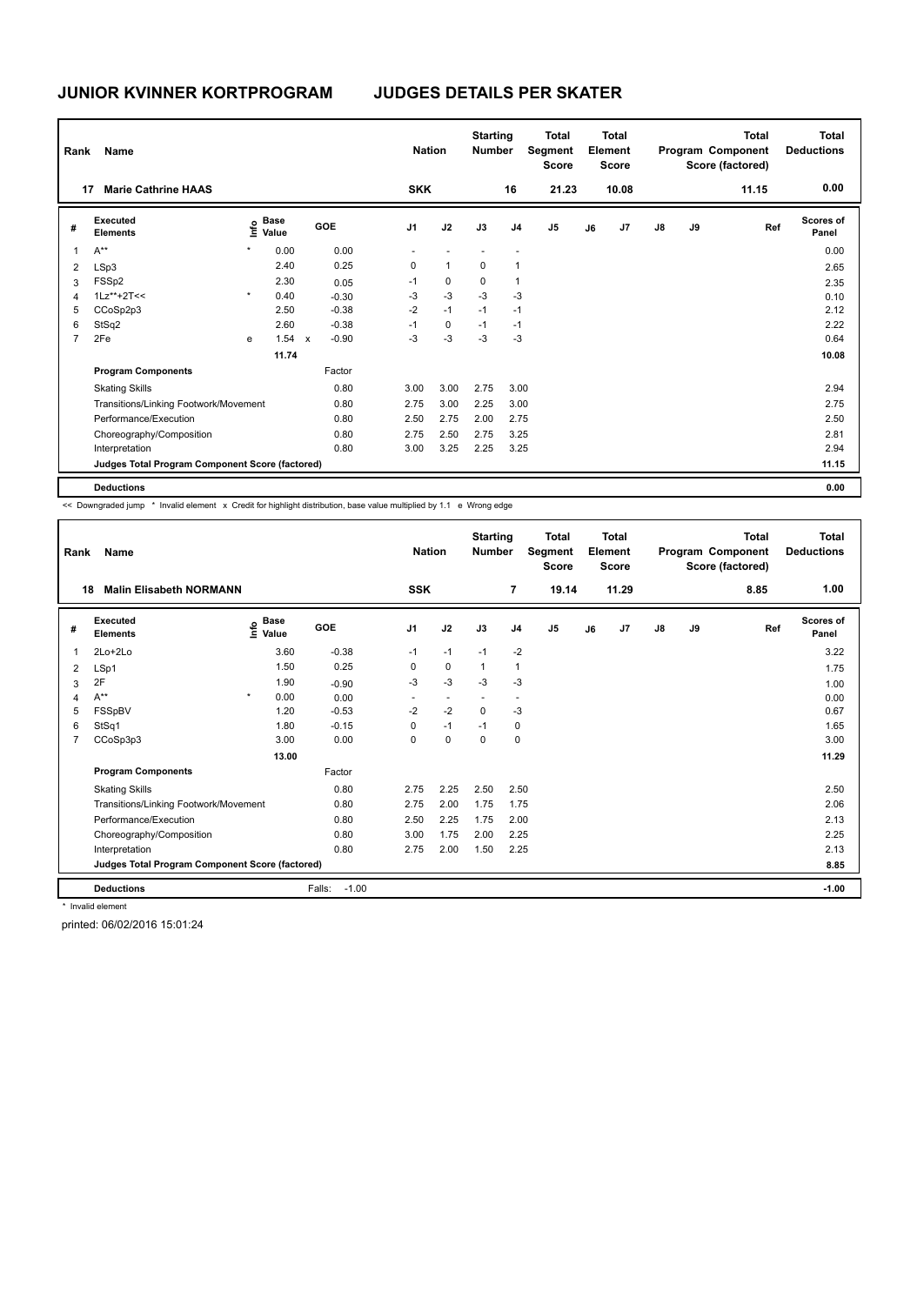# JUNIOR KVINNER KORTPROGRAM    JUDGES DETAILS PER SKATER

| Rank | Name | Nation | Starting Number | Total Segment Score | Total Element Score | Total Program Component Score (factored) | Total Deductions |
|---|---|---|---|---|---|---|---|
| 17 | Marie Cathrine HAAS | SKK | 16 | 21.23 | 10.08 | 11.15 | 0.00 |

| # | Executed Elements | Info | Base Value | | GOE | J1 | J2 | J3 | J4 | J5 | J6 | J7 | J8 | J9 | Ref | Scores of Panel |
|---|---|---|---|---|---|---|---|---|---|---|---|---|---|---|---|---|
| 1 | A** | * | 0.00 | | 0.00 | - | - | - | - | | | | | | | 0.00 |
| 2 | LSp3 | | 2.40 | | 0.25 | 0 | 1 | 0 | 1 | | | | | | | 2.65 |
| 3 | FSSp2 | | 2.30 | | 0.05 | -1 | 0 | 0 | 1 | | | | | | | 2.35 |
| 4 | 1Lz**+2T<< | * | 0.40 | | -0.30 | -3 | -3 | -3 | -3 | | | | | | | 0.10 |
| 5 | CCoSp2p3 | | 2.50 | | -0.38 | -2 | -1 | -1 | -1 | | | | | | | 2.12 |
| 6 | StSq2 | | 2.60 | | -0.38 | -1 | 0 | -1 | -1 | | | | | | | 2.22 |
| 7 | 2Fe | e | 1.54 | x | -0.90 | -3 | -3 | -3 | -3 | | | | | | | 0.64 |
| | | | 11.74 | | | | | | | | | | | | | 10.08 |
| | **Program Components** | | | | Factor | | | | | | | | | | | |
| | Skating Skills | | | | 0.80 | 3.00 | 3.00 | 2.75 | 3.00 | | | | | | | 2.94 |
| | Transitions/Linking Footwork/Movement | | | | 0.80 | 2.75 | 3.00 | 2.25 | 3.00 | | | | | | | 2.75 |
| | Performance/Execution | | | | 0.80 | 2.50 | 2.75 | 2.00 | 2.75 | | | | | | | 2.50 |
| | Choreography/Composition | | | | 0.80 | 2.75 | 2.50 | 2.75 | 3.25 | | | | | | | 2.81 |
| | Interpretation | | | | 0.80 | 3.00 | 3.25 | 2.25 | 3.25 | | | | | | | 2.94 |
| | **Judges Total Program Component Score (factored)** | | | | | | | | | | | | | | | 11.15 |
| | **Deductions** | | | | | | | | | | | | | | | 0.00 |

<< Downgraded jump * Invalid element x Credit for highlight distribution, base value multiplied by 1.1 e Wrong edge

| Rank | Name | Nation | Starting Number | Total Segment Score | Total Element Score | Total Program Component Score (factored) | Total Deductions |
|---|---|---|---|---|---|---|---|
| 18 | Malin Elisabeth NORMANN | SSK | 7 | 19.14 | 11.29 | 8.85 | 1.00 |

| # | Executed Elements | Info | Base Value | GOE | J1 | J2 | J3 | J4 | J5 | J6 | J7 | J8 | J9 | Ref | Scores of Panel |
|---|---|---|---|---|---|---|---|---|---|---|---|---|---|---|---|
| 1 | 2Lo+2Lo | | 3.60 | -0.38 | -1 | -1 | -1 | -2 | | | | | | | 3.22 |
| 2 | LSp1 | | 1.50 | 0.25 | 0 | 0 | 1 | 1 | | | | | | | 1.75 |
| 3 | 2F | | 1.90 | -0.90 | -3 | -3 | -3 | -3 | | | | | | | 1.00 |
| 4 | A** | * | 0.00 | 0.00 | - | - | - | - | | | | | | | 0.00 |
| 5 | FSSpBV | | 1.20 | -0.53 | -2 | -2 | 0 | -3 | | | | | | | 0.67 |
| 6 | StSq1 | | 1.80 | -0.15 | 0 | -1 | -1 | 0 | | | | | | | 1.65 |
| 7 | CCoSp3p3 | | 3.00 | 0.00 | 0 | 0 | 0 | 0 | | | | | | | 3.00 |
| | | | 13.00 | | | | | | | | | | | | 11.29 |
| | **Program Components** | | | Factor | | | | | | | | | | | |
| | Skating Skills | | | 0.80 | 2.75 | 2.25 | 2.50 | 2.50 | | | | | | | 2.50 |
| | Transitions/Linking Footwork/Movement | | | 0.80 | 2.75 | 2.00 | 1.75 | 1.75 | | | | | | | 2.06 |
| | Performance/Execution | | | 0.80 | 2.50 | 2.25 | 1.75 | 2.00 | | | | | | | 2.13 |
| | Choreography/Composition | | | 0.80 | 3.00 | 1.75 | 2.00 | 2.25 | | | | | | | 2.25 |
| | Interpretation | | | 0.80 | 2.75 | 2.00 | 1.50 | 2.25 | | | | | | | 2.13 |
| | **Judges Total Program Component Score (factored)** | | | | | | | | | | | | | | 8.85 |
| | **Deductions** | | | Falls: -1.00 | | | | | | | | | | | -1.00 |

* Invalid element

printed: 06/02/2016 15:01:24